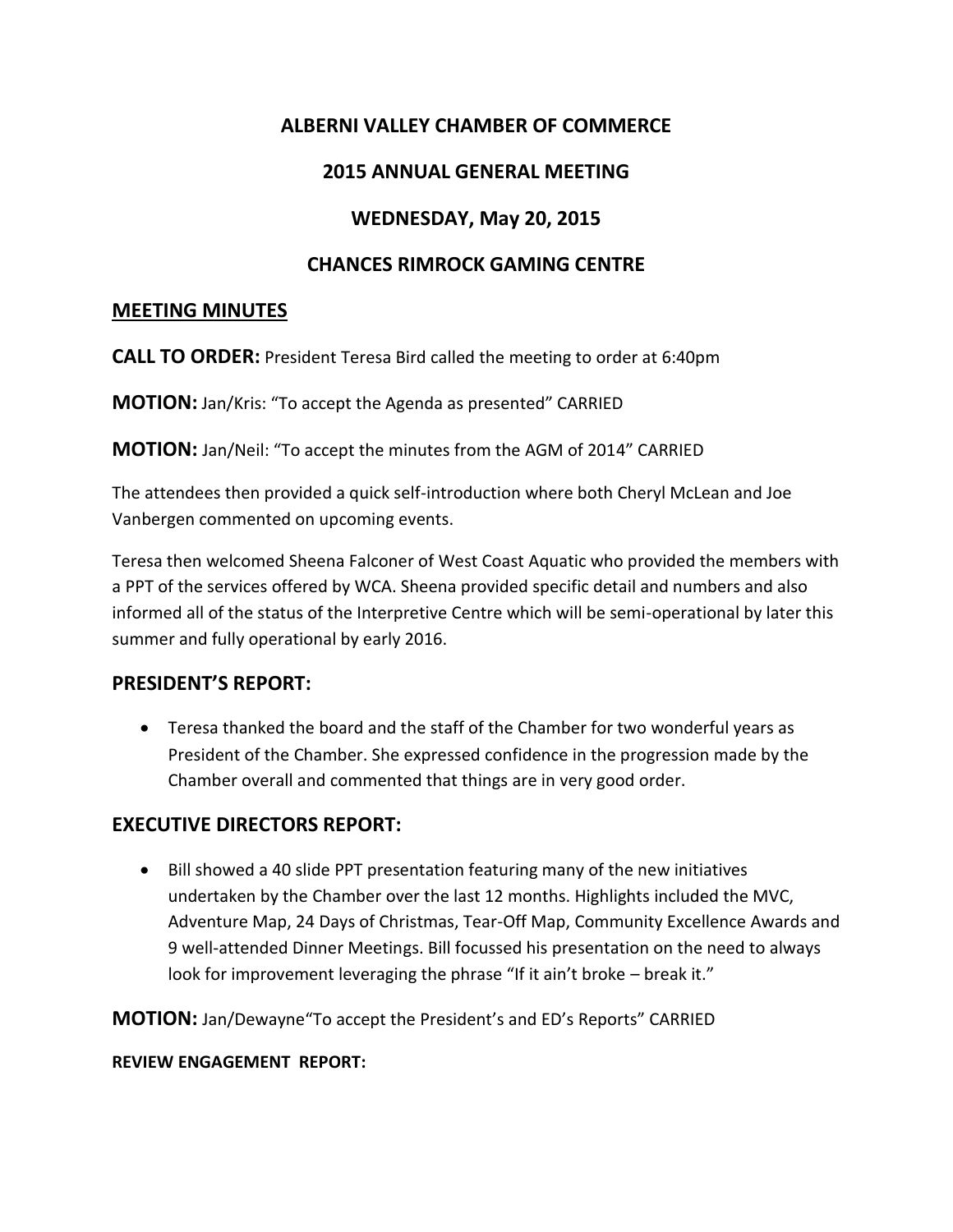# ALBERNI VALLEY CHAMBER OF COMMERCE

# 2015 ANNUAL GENERAL MEETING

# WEDNESDAY, May 20, 2015

# CHANCES RIMROCK GAMING CENTRE

## MEETING MINUTES

**CALL TO ORDER:** President Teresa Bird called the meeting to order at 6:40pm

**MOTION:** Jan/Kris: "To accept the Agenda as presented" CARRIED

**MOTION:** Jan/Neil: "To accept the minutes from the AGM of 2014" CARRIED

The attendees then provided a quick self-introduction where both Cheryl McLean and Joe Vanbergen commented on upcoming events.

Teresa then welcomed Sheena Falconer of West Coast Aquatic who provided the members with a PPT of the services offered by WCA. Sheena provided specific detail and numbers and also informed all of the status of the Interpretive Centre which will be semi-operational by later this summer and fully operational by early 2016.

## PRESIDENT'S REPORT:

- Teresa thanked the board and the staff of the Chamber for two wonderful years as President of the Chamber. She expressed confidence in the progression made by the Chamber overall and commented that things are in very good order.

## EXECUTIVE DIRECTORS REPORT:

- Bill showed a 40 slide PPT presentation featuring many of the new initiatives undertaken by the Chamber over the last 12 months. Highlights included the MVC, Adventure Map, 24 Days of Christmas, Tear-Off Map, Community Excellence Awards and 9 well-attended Dinner Meetings. Bill focussed his presentation on the need to always look for improvement leveraging the phrase "If it ain't broke – break it."

**MOTION:** Jan/Dewayne"To accept the President's and ED's Reports" CARRIED

**REVIEW ENGAGEMENT REPORT:**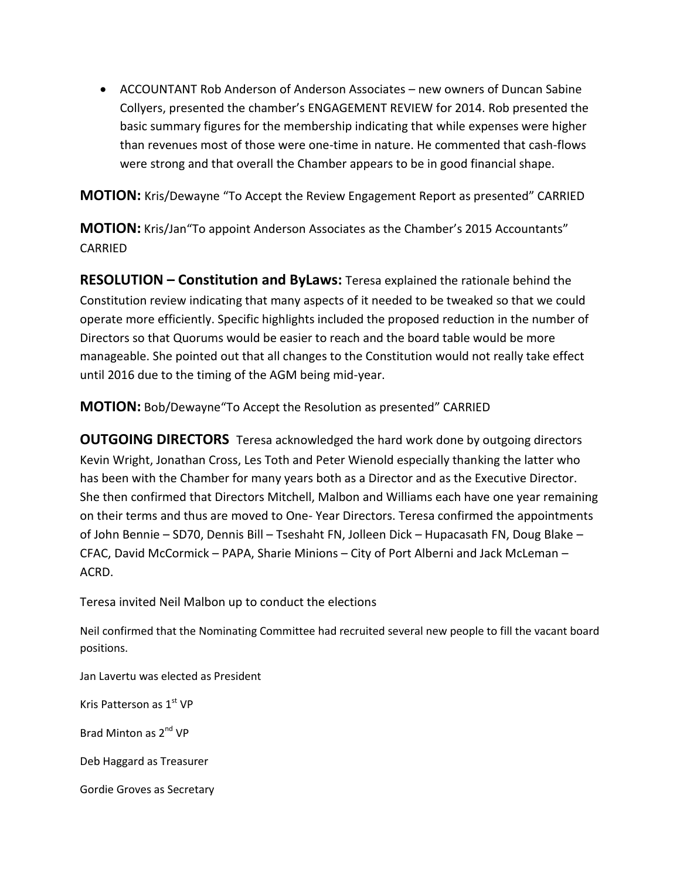- ACCOUNTANT Rob Anderson of Anderson Associates – new owners of Duncan Sabine Collyers, presented the chamber's ENGAGEMENT REVIEW for 2014. Rob presented the basic summary figures for the membership indicating that while expenses were higher than revenues most of those were one-time in nature. He commented that cash-flows were strong and that overall the Chamber appears to be in good financial shape.

**MOTION:** Kris/Dewayne "To Accept the Review Engagement Report as presented" CARRIED

**MOTION:** Kris/Jan"To appoint Anderson Associates as the Chamber's 2015 Accountants" CARRIED

**RESOLUTION – Constitution and ByLaws:** Teresa explained the rationale behind the Constitution review indicating that many aspects of it needed to be tweaked so that we could operate more efficiently. Specific highlights included the proposed reduction in the number of Directors so that Quorums would be easier to reach and the board table would be more manageable. She pointed out that all changes to the Constitution would not really take effect until 2016 due to the timing of the AGM being mid-year.

**MOTION:** Bob/Dewayne"To Accept the Resolution as presented" CARRIED

**OUTGOING DIRECTORS** Teresa acknowledged the hard work done by outgoing directors Kevin Wright, Jonathan Cross, Les Toth and Peter Wienold especially thanking the latter who has been with the Chamber for many years both as a Director and as the Executive Director. She then confirmed that Directors Mitchell, Malbon and Williams each have one year remaining on their terms and thus are moved to One- Year Directors. Teresa confirmed the appointments of John Bennie – SD70, Dennis Bill – Tseshaht FN, Jolleen Dick – Hupacasath FN, Doug Blake – CFAC, David McCormick – PAPA, Sharie Minions – City of Port Alberni and Jack McLeman – ACRD.

Teresa invited Neil Malbon up to conduct the elections

Neil confirmed that the Nominating Committee had recruited several new people to fill the vacant board positions.

Jan Lavertu was elected as President

Kris Patterson as 1st VP

Brad Minton as 2nd VP

Deb Haggard as Treasurer

Gordie Groves as Secretary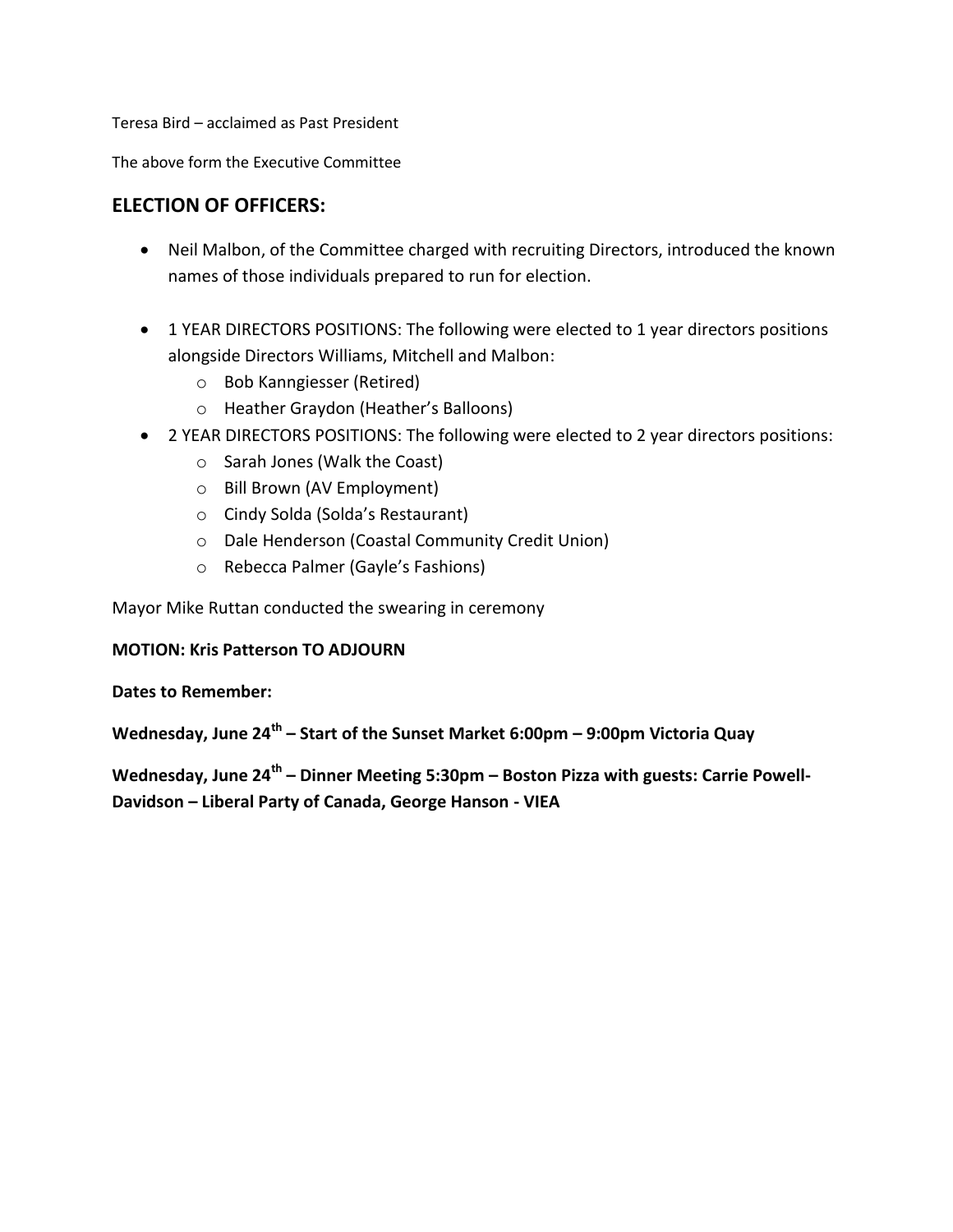Teresa Bird – acclaimed as Past President

The above form the Executive Committee

## ELECTION OF OFFICERS:

- Neil Malbon, of the Committee charged with recruiting Directors, introduced the known names of those individuals prepared to run for election.

- 1 YEAR DIRECTORS POSITIONS: The following were elected to 1 year directors positions alongside Directors Williams, Mitchell and Malbon:
  - Bob Kanngiesser (Retired)
  - Heather Graydon (Heather's Balloons)
- 2 YEAR DIRECTORS POSITIONS: The following were elected to 2 year directors positions:
  - Sarah Jones (Walk the Coast)
  - Bill Brown (AV Employment)
  - Cindy Solda (Solda's Restaurant)
  - Dale Henderson (Coastal Community Credit Union)
  - Rebecca Palmer (Gayle's Fashions)

Mayor Mike Ruttan conducted the swearing in ceremony

**MOTION: Kris Patterson TO ADJOURN**

**Dates to Remember:**

**Wednesday, June 24th – Start of the Sunset Market 6:00pm – 9:00pm Victoria Quay**

**Wednesday, June 24th – Dinner Meeting 5:30pm – Boston Pizza with guests: Carrie Powell-Davidson – Liberal Party of Canada, George Hanson - VIEA**